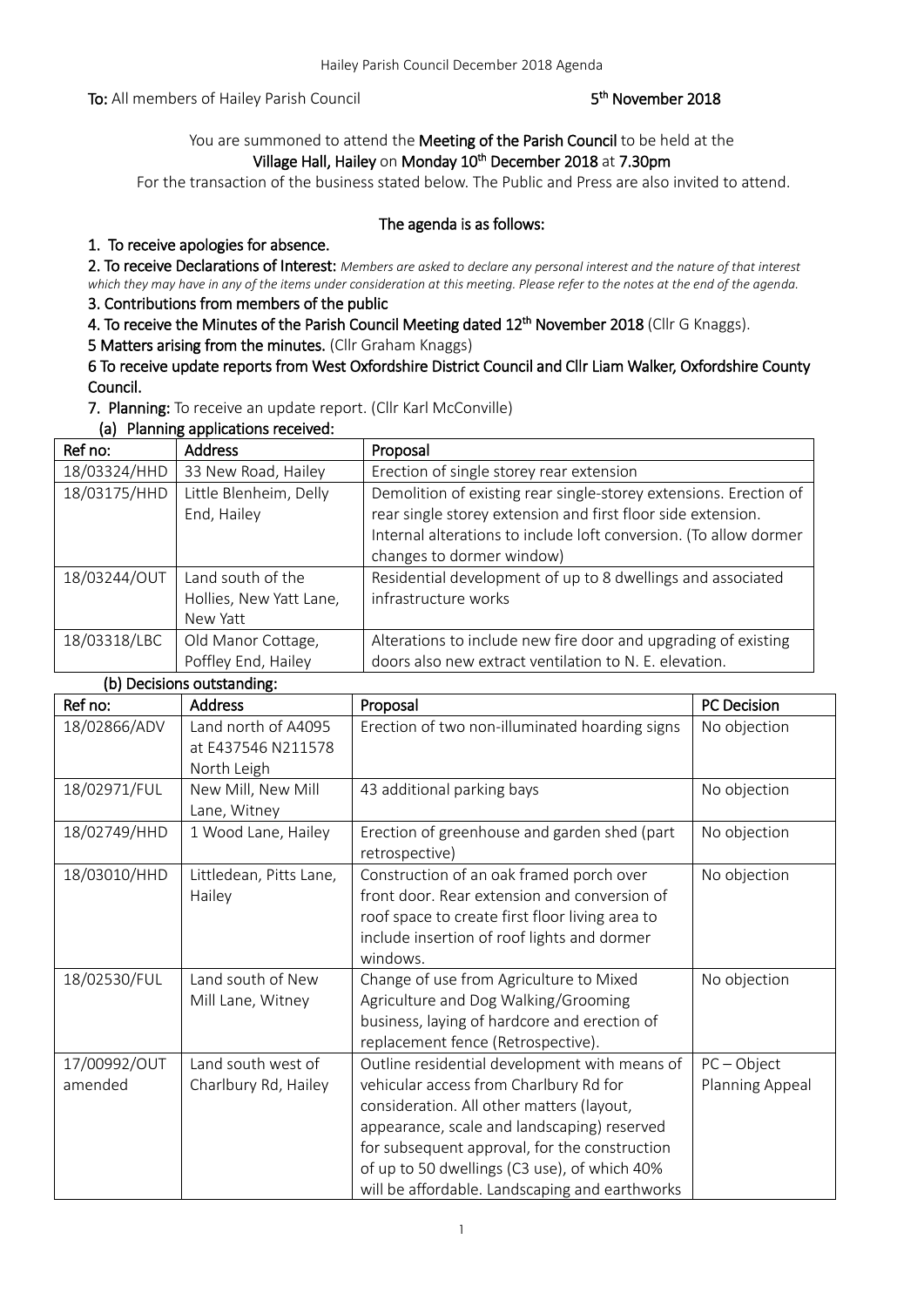**To:** All members of Hailey Parish Council **5th November 2018**

You are summoned to attend the **Meeting of the Parish Council** to be held at the **Village Hall, Hailey** on **Monday 10th December 2018** at **7.30pm**

For the transaction of the business stated below. The Public and Press are also invited to attend.

**The agenda is as follows:**

**1. To receive apologies for absence.**

**2. To receive Declarations of Interest:** *Members are asked to declare any personal interest and the nature of that interest which they may have in any of the items under consideration at this meeting. Please refer to the notes at the end of the agenda.*

**3. Contributions from members of the public**

**4. To receive the Minutes of the Parish Council Meeting dated 12th November 2018** (Cllr G Knaggs).

**5 Matters arising from the minutes.** (Cllr Graham Knaggs)

**6 To receive update reports from West Oxfordshire District Council and Cllr Liam Walker, Oxfordshire County Council.**

**7. Planning:** To receive an update report. (Cllr Karl McConville)

**(a) Planning applications received:**

| Ref no: | Address | Proposal |
|---|---|---|
| 18/03324/HHD | 33 New Road, Hailey | Erection of single storey rear extension |
| 18/03175/HHD | Little Blenheim, Delly End, Hailey | Demolition of existing rear single-storey extensions. Erection of rear single storey extension and first floor side extension. Internal alterations to include loft conversion. (To allow dormer changes to dormer window) |
| 18/03244/OUT | Land south of the Hollies, New Yatt Lane, New Yatt | Residential development of up to 8 dwellings and associated infrastructure works |
| 18/03318/LBC | Old Manor Cottage, Poffley End, Hailey | Alterations to include new fire door and upgrading of existing doors also new extract ventilation to N. E. elevation. |

**(b) Decisions outstanding:**

| Ref no: | Address | Proposal | PC Decision |
|---|---|---|---|
| 18/02866/ADV | Land north of A4095 at E437546 N211578 North Leigh | Erection of two non-illuminated hoarding signs | No objection |
| 18/02971/FUL | New Mill, New Mill Lane, Witney | 43 additional parking bays | No objection |
| 18/02749/HHD | 1 Wood Lane, Hailey | Erection of greenhouse and garden shed (part retrospective) | No objection |
| 18/03010/HHD | Littledean, Pitts Lane, Hailey | Construction of an oak framed porch over front door. Rear extension and conversion of roof space to create first floor living area to include insertion of roof lights and dormer windows. | No objection |
| 18/02530/FUL | Land south of New Mill Lane, Witney | Change of use from Agriculture to Mixed Agriculture and Dog Walking/Grooming business, laying of hardcore and erection of replacement fence (Retrospective). | No objection |
| 17/00992/OUT amended | Land south west of Charlbury Rd, Hailey | Outline residential development with means of vehicular access from Charlbury Rd for consideration. All other matters (layout, appearance, scale and landscaping) reserved for subsequent approval, for the construction of up to 50 dwellings (C3 use), of which 40% will be affordable. Landscaping and earthworks | PC – Object Planning Appeal |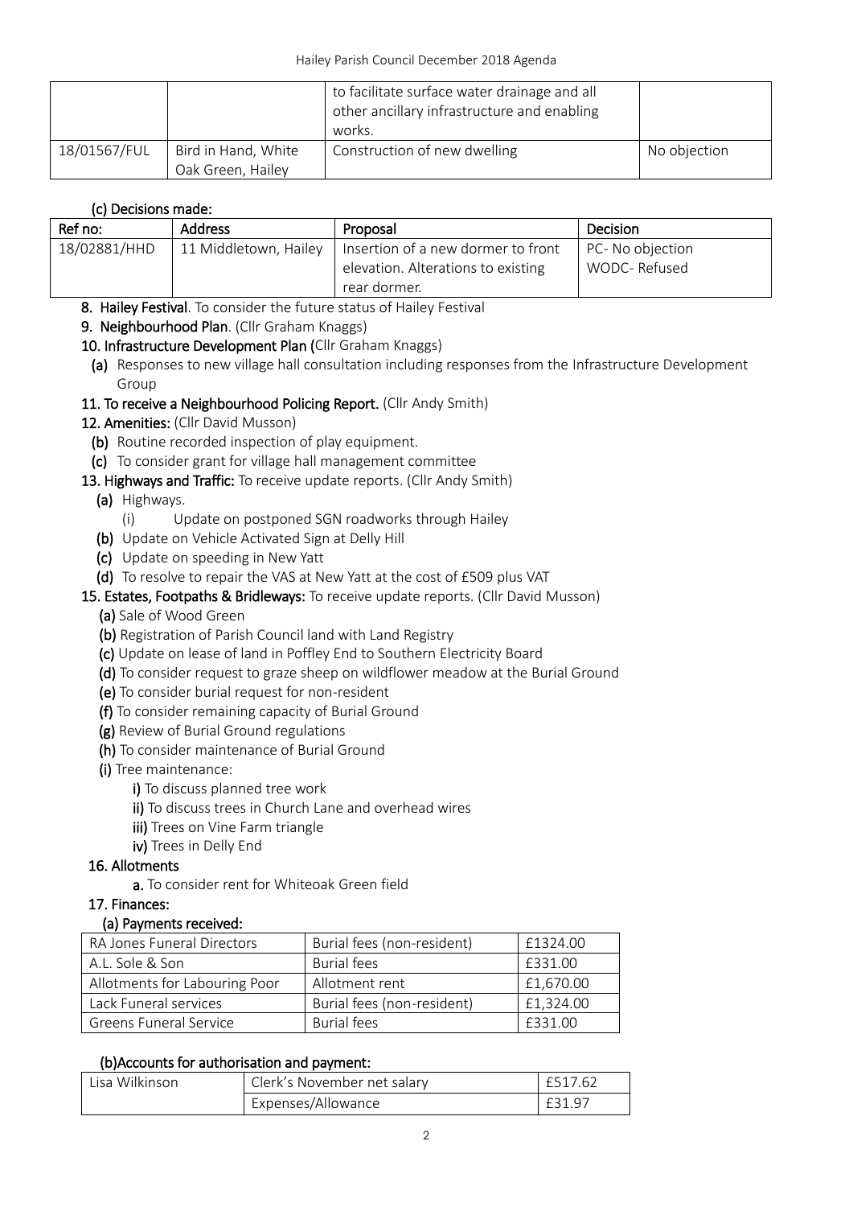|  |  | to facilitate surface water drainage and all other ancillary infrastructure and enabling works. |  |
| --- | --- | --- | --- |
| 18/01567/FUL | Bird in Hand, White Oak Green, Hailey | Construction of new dwelling | No objection |

**(c) Decisions made:**

| Ref no: | Address | Proposal | Decision |
| --- | --- | --- | --- |
| 18/02881/HHD | 11 Middletown, Hailey | Insertion of a new dormer to front elevation. Alterations to existing rear dormer. | PC- No objection WODC- Refused |

8. **Hailey Festival**. To consider the future status of Hailey Festival
9. **Neighbourhood Plan**. (Cllr Graham Knaggs)
10. **Infrastructure Development Plan (**Cllr Graham Knaggs)
    - **(a)** Responses to new village hall consultation including responses from the Infrastructure Development Group
11. **To receive a Neighbourhood Policing Report.** (Cllr Andy Smith)
12. **Amenities:** (Cllr David Musson)
    - **(b)** Routine recorded inspection of play equipment.
    - **(c)** To consider grant for village hall management committee
13. **Highways and Traffic:** To receive update reports. (Cllr Andy Smith)
    - **(a)** Highways.
        - (i) Update on postponed SGN roadworks through Hailey
    - **(b)** Update on Vehicle Activated Sign at Delly Hill
    - **(c)** Update on speeding in New Yatt
    - **(d)** To resolve to repair the VAS at New Yatt at the cost of £509 plus VAT
15. **Estates, Footpaths & Bridleways:** To receive update reports. (Cllr David Musson)
    - **(a)** Sale of Wood Green
    - **(b)** Registration of Parish Council land with Land Registry
    - **(c)** Update on lease of land in Poffley End to Southern Electricity Board
    - **(d)** To consider request to graze sheep on wildflower meadow at the Burial Ground
    - **(e)** To consider burial request for non-resident
    - **(f)** To consider remaining capacity of Burial Ground
    - **(g)** Review of Burial Ground regulations
    - **(h)** To consider maintenance of Burial Ground
    - **(i)** Tree maintenance:
        - **i)** To discuss planned tree work
        - **ii)** To discuss trees in Church Lane and overhead wires
        - **iii)** Trees on Vine Farm triangle
        - **iv)** Trees in Delly End

**16. Allotments**

- **a.** To consider rent for Whiteoak Green field

**17. Finances:**

**(a) Payments received:**

| RA Jones Funeral Directors | Burial fees (non-resident) | £1324.00 |
| --- | --- | --- |
| A.L. Sole & Son | Burial fees | £331.00 |
| Allotments for Labouring Poor | Allotment rent | £1,670.00 |
| Lack Funeral services | Burial fees (non-resident) | £1,324.00 |
| Greens Funeral Service | Burial fees | £331.00 |

**(b)Accounts for authorisation and payment:**

| Lisa Wilkinson | Clerk's November net salary | £517.62 |
| --- | --- | --- |
|  | Expenses/Allowance | £31.97 |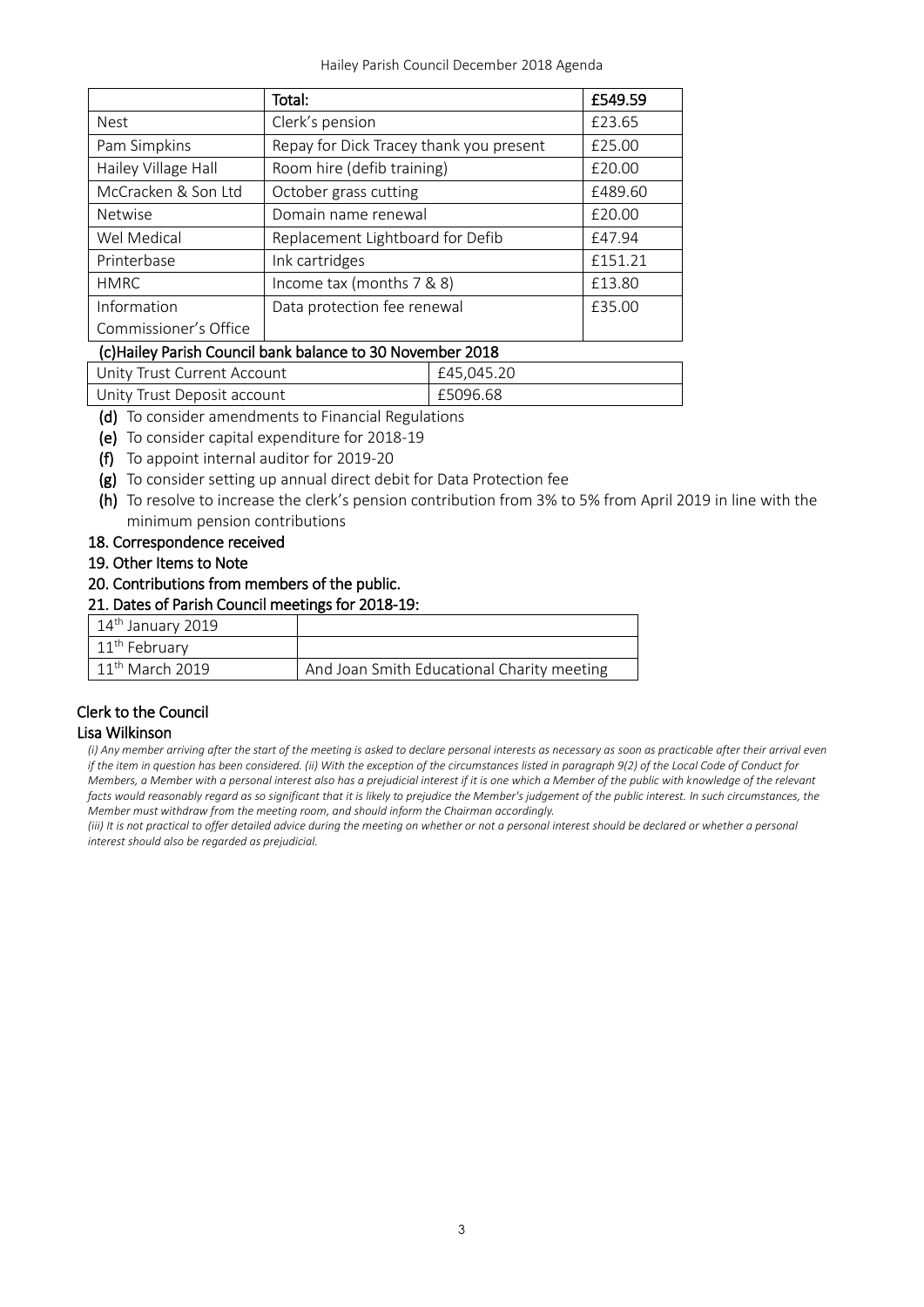| | **Total:** | **£549.59** |
|---|---|---|
| Nest | Clerk's pension | £23.65 |
| Pam Simpkins | Repay for Dick Tracey thank you present | £25.00 |
| Hailey Village Hall | Room hire (defib training) | £20.00 |
| McCracken & Son Ltd | October grass cutting | £489.60 |
| Netwise | Domain name renewal | £20.00 |
| Wel Medical | Replacement Lightboard for Defib | £47.94 |
| Printerbase | Ink cartridges | £151.21 |
| HMRC | Income tax (months 7 & 8) | £13.80 |
| Information Commissioner's Office | Data protection fee renewal | £35.00 |

**(c)Hailey Parish Council bank balance to 30 November 2018**

| Unity Trust Current Account | £45,045.20 |
|---|---|
| Unity Trust Deposit account | £5096.68 |

- **(d)** To consider amendments to Financial Regulations
- **(e)** To consider capital expenditure for 2018-19
- **(f)** To appoint internal auditor for 2019-20
- **(g)** To consider setting up annual direct debit for Data Protection fee
- **(h)** To resolve to increase the clerk's pension contribution from 3% to 5% from April 2019 in line with the minimum pension contributions

**18. Correspondence received**

**19. Other Items to Note**

**20. Contributions from members of the public.**

**21. Dates of Parish Council meetings for 2018-19:**

| 14th January 2019 | |
|---|---|
| 11th February | |
| 11th March 2019 | And Joan Smith Educational Charity meeting |

**Clerk to the Council**

**Lisa Wilkinson**

*(i) Any member arriving after the start of the meeting is asked to declare personal interests as necessary as soon as practicable after their arrival even if the item in question has been considered. (ii) With the exception of the circumstances listed in paragraph 9(2) of the Local Code of Conduct for Members, a Member with a personal interest also has a prejudicial interest if it is one which a Member of the public with knowledge of the relevant facts would reasonably regard as so significant that it is likely to prejudice the Member's judgement of the public interest. In such circumstances, the Member must withdraw from the meeting room, and should inform the Chairman accordingly.*

*(iii) It is not practical to offer detailed advice during the meeting on whether or not a personal interest should be declared or whether a personal interest should also be regarded as prejudicial.*